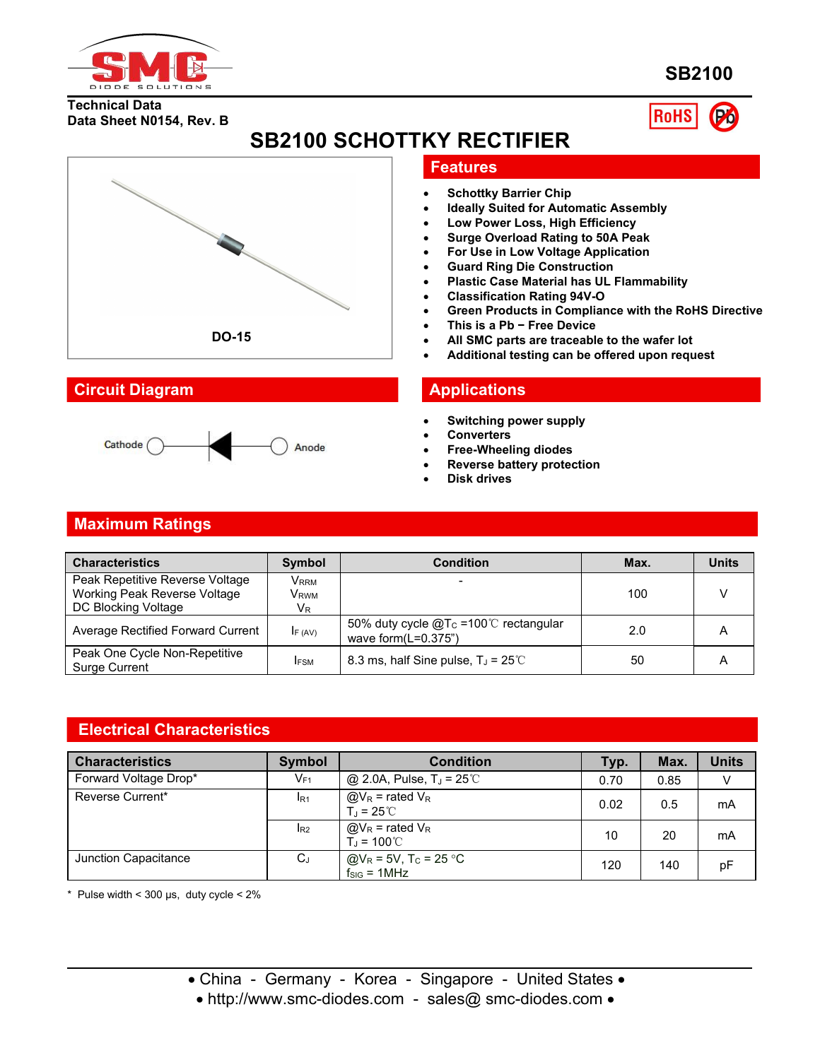# SB2100

**Technical Data**
**Data Sheet N0154, Rev. B**

# SB2100 SCHOTTKY RECTIFIER

DO-15

## Features

- Schottky Barrier Chip
- Ideally Suited for Automatic Assembly
- Low Power Loss, High Efficiency
- Surge Overload Rating to 50A Peak
- For Use in Low Voltage Application
- Guard Ring Die Construction
- Plastic Case Material has UL Flammability
- Classification Rating 94V-O
- Green Products in Compliance with the RoHS Directive
- This is a Pb − Free Device
- All SMC parts are traceable to the wafer lot
- Additional testing can be offered upon request

## Circuit Diagram

Cathode — Anode

## Applications

- Switching power supply
- Converters
- Free-Wheeling diodes
- Reverse battery protection
- Disk drives

## Maximum Ratings

| Characteristics | Symbol | Condition | Max. | Units |
|---|---|---|---|---|
| Peak Repetitive Reverse Voltage<br>Working Peak Reverse Voltage<br>DC Blocking Voltage | $V_{RRM}$<br>$V_{RWM}$<br>$V_R$ | - | 100 | V |
| Average Rectified Forward Current | $I_{F(AV)}$ | 50% duty cycle @$T_C$ =100℃ rectangular wave form(L=0.375") | 2.0 | A |
| Peak One Cycle Non-Repetitive Surge Current | $I_{FSM}$ | 8.3 ms, half Sine pulse, $T_J$ = 25℃ | 50 | A |

## Electrical Characteristics

| Characteristics | Symbol | Condition | Typ. | Max. | Units |
|---|---|---|---|---|---|
| Forward Voltage Drop* | $V_{F1}$ | @ 2.0A, Pulse, $T_J$ = 25℃ | 0.70 | 0.85 | V |
| Reverse Current* | $I_{R1}$ | @$V_R$ = rated $V_R$<br>$T_J$ = 25℃ | 0.02 | 0.5 | mA |
| | $I_{R2}$ | @$V_R$ = rated $V_R$<br>$T_J$ = 100℃ | 10 | 20 | mA |
| Junction Capacitance | $C_J$ | @$V_R$ = 5V, $T_C$ = 25 °C<br>$f_{SIG}$ = 1MHz | 120 | 140 | pF |

* Pulse width < 300 μs, duty cycle < 2%

• China - Germany - Korea - Singapore - United States •
• http://www.smc-diodes.com - sales@ smc-diodes.com •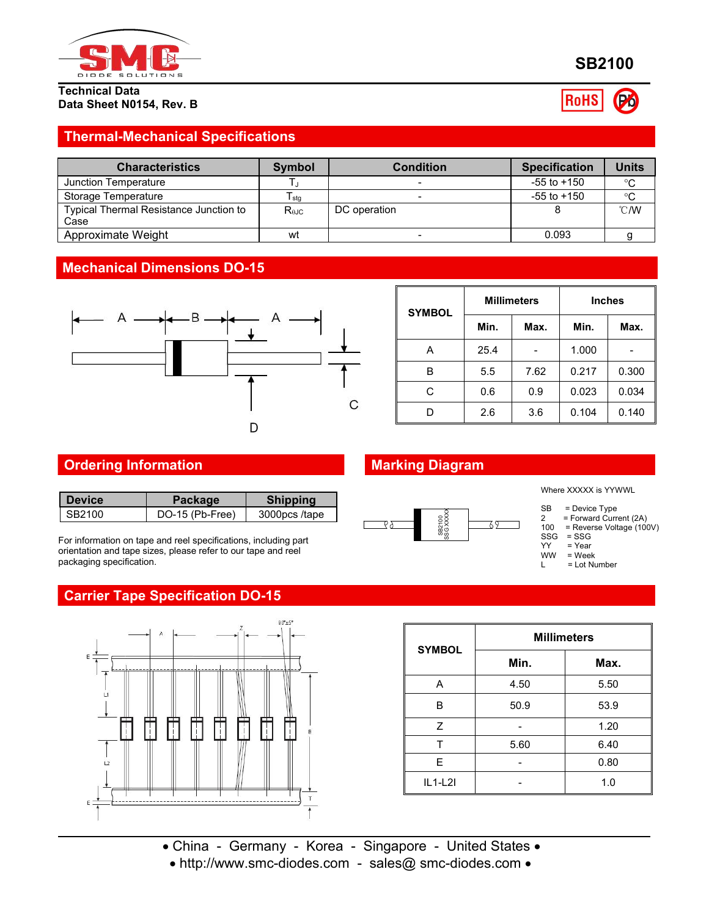# SB2100

**Technical Data**
**Data Sheet N0154, Rev. B**

## Thermal-Mechanical Specifications

| Characteristics | Symbol | Condition | Specification | Units |
|---|---|---|---|---|
| Junction Temperature | $T_J$ | - | -55 to +150 | °C |
| Storage Temperature | $T_{stg}$ | - | -55 to +150 | °C |
| Typical Thermal Resistance Junction to Case | $R_{\theta JC}$ | DC operation | 8 | ℃/W |
| Approximate Weight | wt | - | 0.093 | g |

## Mechanical Dimensions DO-15

| SYMBOL | Millimeters | | Inches | |
|---|---|---|---|---|
| | Min. | Max. | Min. | Max. |
| A | 25.4 | - | 1.000 | - |
| B | 5.5 | 7.62 | 0.217 | 0.300 |
| C | 0.6 | 0.9 | 0.023 | 0.034 |
| D | 2.6 | 3.6 | 0.104 | 0.140 |

## Ordering Information

| Device | Package | Shipping |
|---|---|---|
| SB2100 | DO-15 (Pb-Free) | 3000pcs /tape |

For information on tape and reel specifications, including part orientation and tape sizes, please refer to our tape and reel packaging specification.

## Marking Diagram

Where XXXXX is YYWWL

- SB = Device Type
- 2 = Forward Current (2A)
- 100 = Reverse Voltage (100V)
- SSG = SSG
- YY = Year
- WW = Week
- L = Lot Number

## Carrier Tape Specification DO-15

| SYMBOL | Millimeters | |
|---|---|---|
| | Min. | Max. |
| A | 4.50 | 5.50 |
| B | 50.9 | 53.9 |
| Z | - | 1.20 |
| T | 5.60 | 6.40 |
| E | - | 0.80 |
| IL1-L2I | - | 1.0 |

• China - Germany - Korea - Singapore - United States •
• http://www.smc-diodes.com - sales@ smc-diodes.com •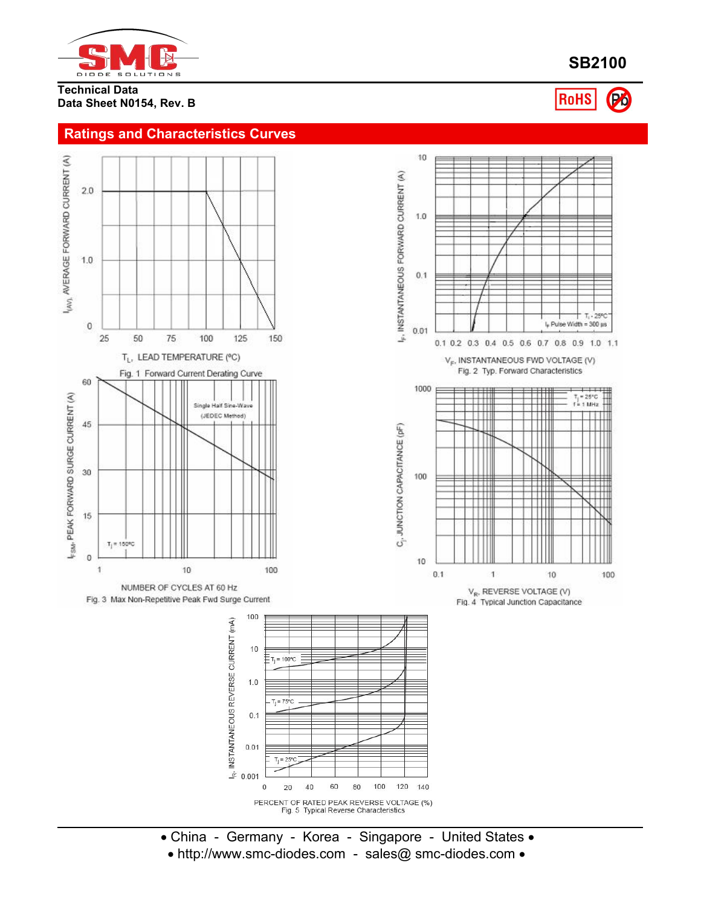**SB2100**

**Technical Data**
**Data Sheet N0154, Rev. B**

## Ratings and Characteristics Curves

Fig. 1 Forward Current Derating Curve

Fig. 2 Typ. Forward Characteristics

Fig. 3 Max Non-Repetitive Peak Fwd Surge Current

Fig. 4 Typical Junction Capacitance

Fig. 5 Typical Reverse Characteristics

• China - Germany - Korea - Singapore - United States •
• http://www.smc-diodes.com - sales@ smc-diodes.com •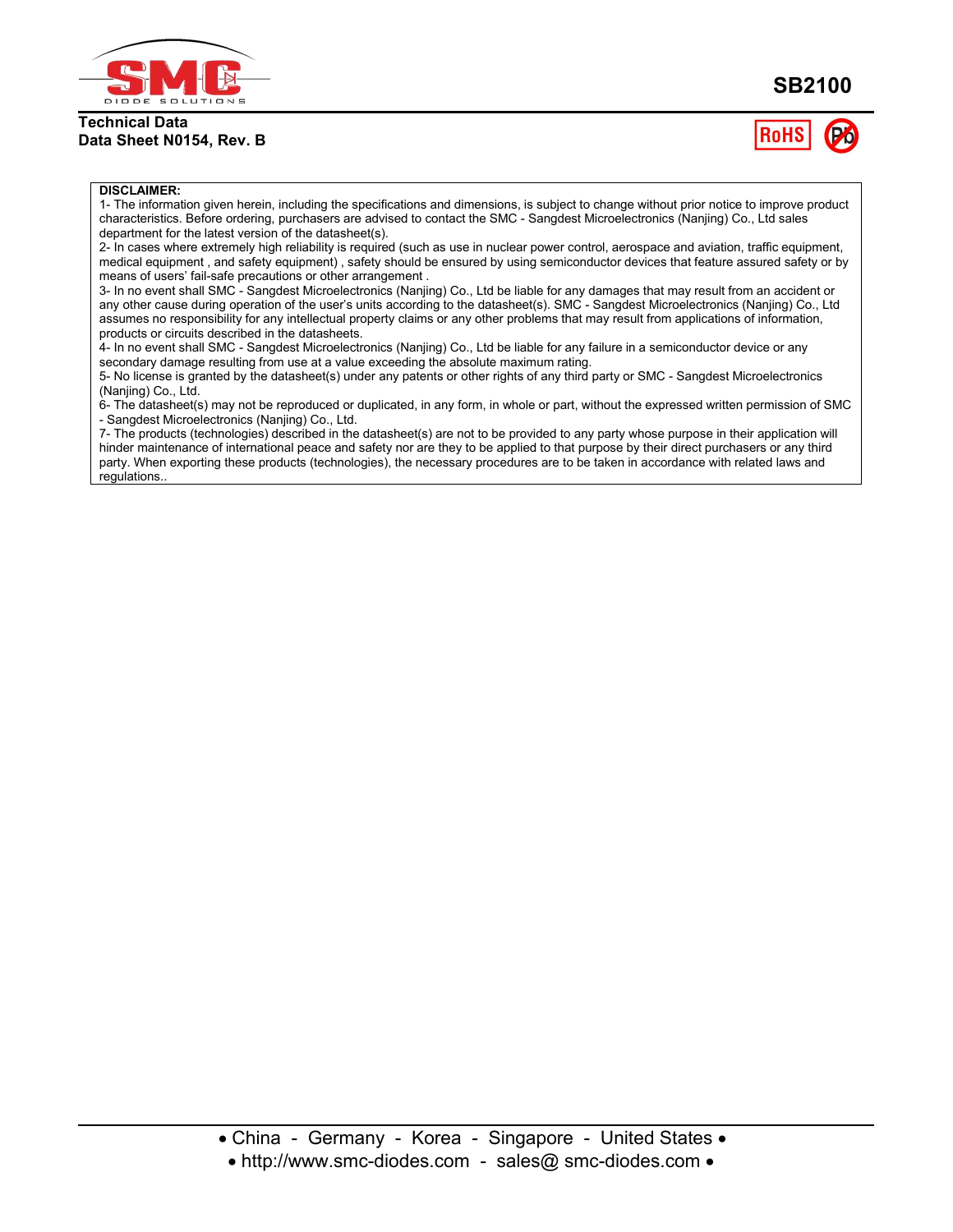**DISCLAIMER:**

1- The information given herein, including the specifications and dimensions, is subject to change without prior notice to improve product characteristics. Before ordering, purchasers are advised to contact the SMC - Sangdest Microelectronics (Nanjing) Co., Ltd sales department for the latest version of the datasheet(s).

2- In cases where extremely high reliability is required (such as use in nuclear power control, aerospace and aviation, traffic equipment, medical equipment , and safety equipment) , safety should be ensured by using semiconductor devices that feature assured safety or by means of users' fail-safe precautions or other arrangement .

3- In no event shall SMC - Sangdest Microelectronics (Nanjing) Co., Ltd be liable for any damages that may result from an accident or any other cause during operation of the user's units according to the datasheet(s). SMC - Sangdest Microelectronics (Nanjing) Co., Ltd assumes no responsibility for any intellectual property claims or any other problems that may result from applications of information, products or circuits described in the datasheets.

4- In no event shall SMC - Sangdest Microelectronics (Nanjing) Co., Ltd be liable for any failure in a semiconductor device or any secondary damage resulting from use at a value exceeding the absolute maximum rating.

5- No license is granted by the datasheet(s) under any patents or other rights of any third party or SMC - Sangdest Microelectronics (Nanjing) Co., Ltd.

6- The datasheet(s) may not be reproduced or duplicated, in any form, in whole or part, without the expressed written permission of SMC - Sangdest Microelectronics (Nanjing) Co., Ltd.

7- The products (technologies) described in the datasheet(s) are not to be provided to any party whose purpose in their application will hinder maintenance of international peace and safety nor are they to be applied to that purpose by their direct purchasers or any third party. When exporting these products (technologies), the necessary procedures are to be taken in accordance with related laws and regulations..